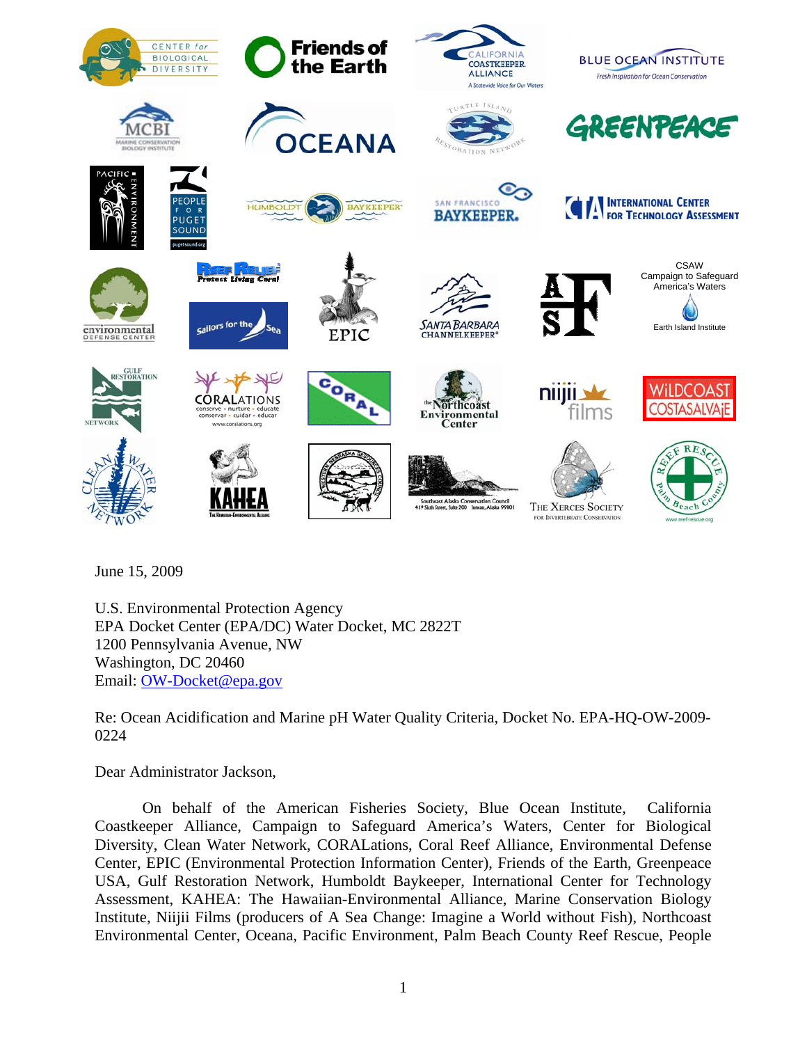June 15, 2009

U.S. Environmental Protection Agency
EPA Docket Center (EPA/DC) Water Docket, MC 2822T
1200 Pennsylvania Avenue, NW
Washington, DC 20460
Email: OW-Docket@epa.gov

Re: Ocean Acidification and Marine pH Water Quality Criteria, Docket No. EPA-HQ-OW-2009-0224

Dear Administrator Jackson,

On behalf of the American Fisheries Society, Blue Ocean Institute, California Coastkeeper Alliance, Campaign to Safeguard America's Waters, Center for Biological Diversity, Clean Water Network, CORALations, Coral Reef Alliance, Environmental Defense Center, EPIC (Environmental Protection Information Center), Friends of the Earth, Greenpeace USA, Gulf Restoration Network, Humboldt Baykeeper, International Center for Technology Assessment, KAHEA: The Hawaiian-Environmental Alliance, Marine Conservation Biology Institute, Niijii Films (producers of A Sea Change: Imagine a World without Fish), Northcoast Environmental Center, Oceana, Pacific Environment, Palm Beach County Reef Rescue, People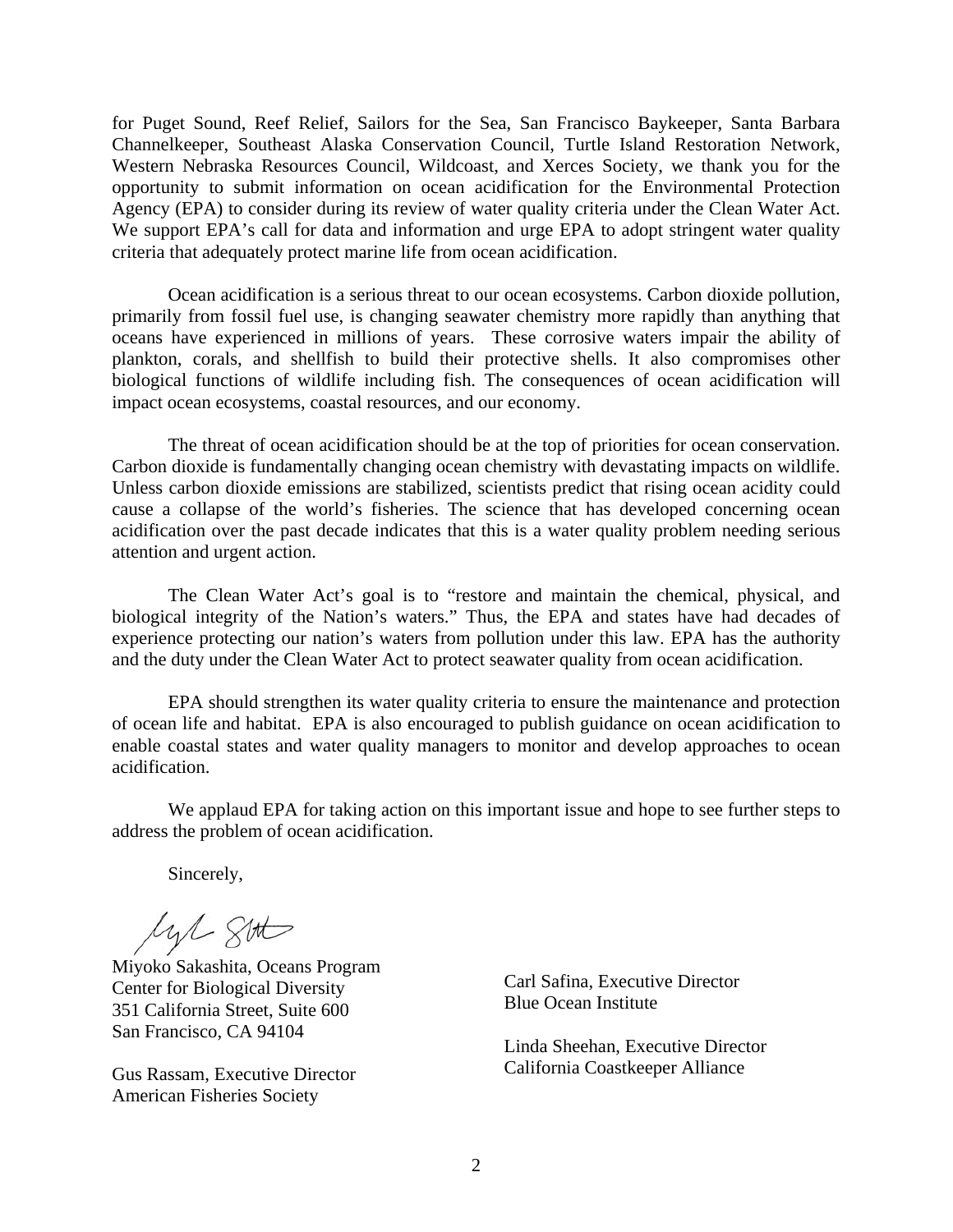for Puget Sound, Reef Relief, Sailors for the Sea, San Francisco Baykeeper, Santa Barbara Channelkeeper, Southeast Alaska Conservation Council, Turtle Island Restoration Network, Western Nebraska Resources Council, Wildcoast, and Xerces Society, we thank you for the opportunity to submit information on ocean acidification for the Environmental Protection Agency (EPA) to consider during its review of water quality criteria under the Clean Water Act. We support EPA's call for data and information and urge EPA to adopt stringent water quality criteria that adequately protect marine life from ocean acidification.

Ocean acidification is a serious threat to our ocean ecosystems. Carbon dioxide pollution, primarily from fossil fuel use, is changing seawater chemistry more rapidly than anything that oceans have experienced in millions of years. These corrosive waters impair the ability of plankton, corals, and shellfish to build their protective shells. It also compromises other biological functions of wildlife including fish. The consequences of ocean acidification will impact ocean ecosystems, coastal resources, and our economy.

The threat of ocean acidification should be at the top of priorities for ocean conservation. Carbon dioxide is fundamentally changing ocean chemistry with devastating impacts on wildlife. Unless carbon dioxide emissions are stabilized, scientists predict that rising ocean acidity could cause a collapse of the world's fisheries. The science that has developed concerning ocean acidification over the past decade indicates that this is a water quality problem needing serious attention and urgent action.

The Clean Water Act's goal is to "restore and maintain the chemical, physical, and biological integrity of the Nation's waters." Thus, the EPA and states have had decades of experience protecting our nation's waters from pollution under this law. EPA has the authority and the duty under the Clean Water Act to protect seawater quality from ocean acidification.

EPA should strengthen its water quality criteria to ensure the maintenance and protection of ocean life and habitat. EPA is also encouraged to publish guidance on ocean acidification to enable coastal states and water quality managers to monitor and develop approaches to ocean acidification.

We applaud EPA for taking action on this important issue and hope to see further steps to address the problem of ocean acidification.

Sincerely,

Miyoko Sakashita, Oceans Program
Center for Biological Diversity
351 California Street, Suite 600
San Francisco, CA 94104

Gus Rassam, Executive Director
American Fisheries Society

Carl Safina, Executive Director
Blue Ocean Institute

Linda Sheehan, Executive Director
California Coastkeeper Alliance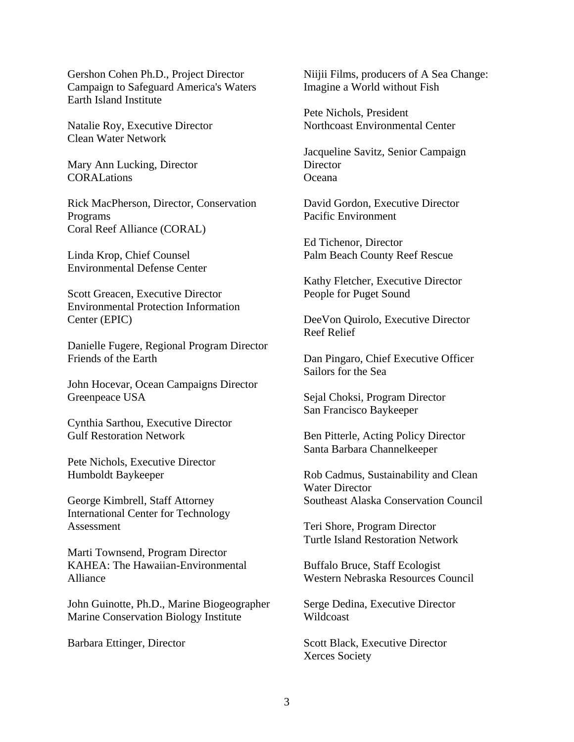Gershon Cohen Ph.D., Project Director
Campaign to Safeguard America's Waters
Earth Island Institute

Natalie Roy, Executive Director
Clean Water Network

Mary Ann Lucking, Director
CORALations

Rick MacPherson, Director, Conservation Programs
Coral Reef Alliance (CORAL)

Linda Krop, Chief Counsel
Environmental Defense Center

Scott Greacen, Executive Director
Environmental Protection Information Center (EPIC)

Danielle Fugere, Regional Program Director
Friends of the Earth

John Hocevar, Ocean Campaigns Director
Greenpeace USA

Cynthia Sarthou, Executive Director
Gulf Restoration Network

Pete Nichols, Executive Director
Humboldt Baykeeper

George Kimbrell, Staff Attorney
International Center for Technology Assessment

Marti Townsend, Program Director
KAHEA: The Hawaiian-Environmental Alliance

John Guinotte, Ph.D., Marine Biogeographer
Marine Conservation Biology Institute

Barbara Ettinger, Director
Niijii Films, producers of A Sea Change: Imagine a World without Fish

Pete Nichols, President
Northcoast Environmental Center

Jacqueline Savitz, Senior Campaign Director
Oceana

David Gordon, Executive Director
Pacific Environment

Ed Tichenor, Director
Palm Beach County Reef Rescue

Kathy Fletcher, Executive Director
People for Puget Sound

DeeVon Quirolo, Executive Director
Reef Relief

Dan Pingaro, Chief Executive Officer
Sailors for the Sea

Sejal Choksi, Program Director
San Francisco Baykeeper

Ben Pitterle, Acting Policy Director
Santa Barbara Channelkeeper

Rob Cadmus, Sustainability and Clean Water Director
Southeast Alaska Conservation Council

Teri Shore, Program Director
Turtle Island Restoration Network

Buffalo Bruce, Staff Ecologist
Western Nebraska Resources Council

Serge Dedina, Executive Director
Wildcoast

Scott Black, Executive Director
Xerces Society